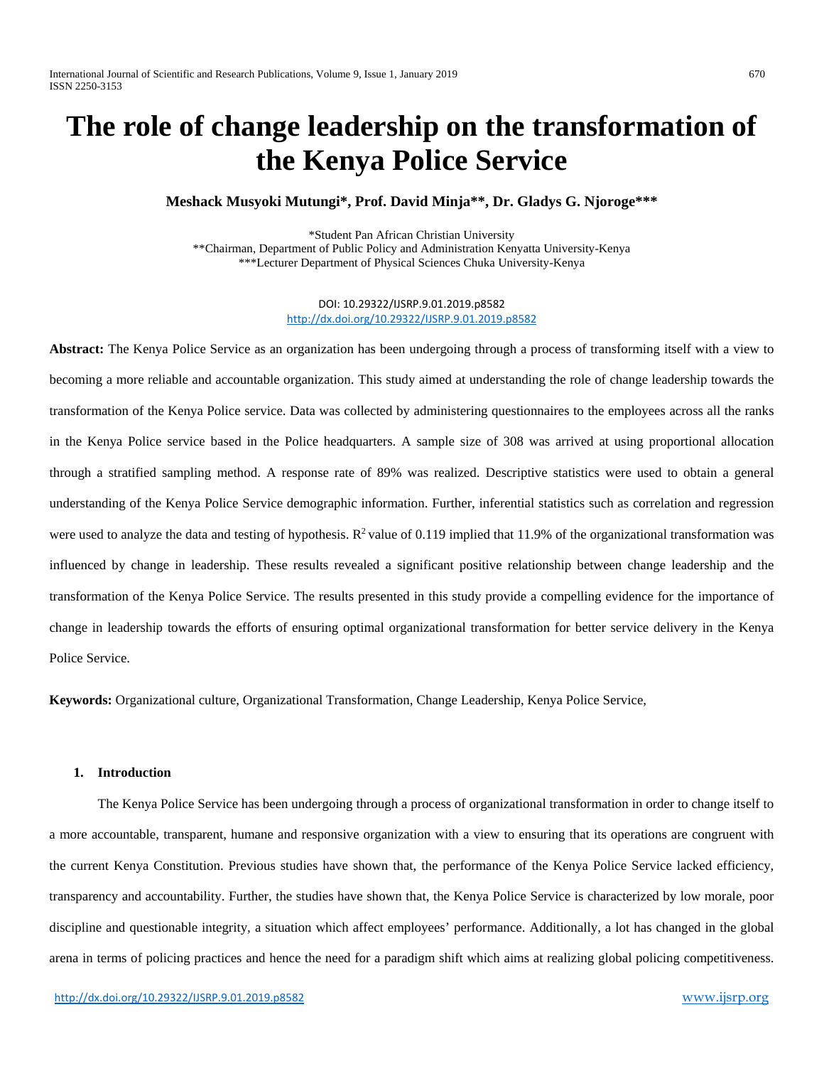# The role of change leadership on the transformation of the Kenya Police Service

**Meshack Musyoki Mutungi*, Prof. David Minja**, Dr. Gladys G. Njoroge*****

*Student Pan African Christian University
**Chairman, Department of Public Policy and Administration Kenyatta University-Kenya
***Lecturer Department of Physical Sciences Chuka University-Kenya

DOI: 10.29322/IJSRP.9.01.2019.p8582
http://dx.doi.org/10.29322/IJSRP.9.01.2019.p8582

**Abstract:** The Kenya Police Service as an organization has been undergoing through a process of transforming itself with a view to becoming a more reliable and accountable organization. This study aimed at understanding the role of change leadership towards the transformation of the Kenya Police service. Data was collected by administering questionnaires to the employees across all the ranks in the Kenya Police service based in the Police headquarters. A sample size of 308 was arrived at using proportional allocation through a stratified sampling method. A response rate of 89% was realized. Descriptive statistics were used to obtain a general understanding of the Kenya Police Service demographic information. Further, inferential statistics such as correlation and regression were used to analyze the data and testing of hypothesis. $R^2$ value of 0.119 implied that 11.9% of the organizational transformation was influenced by change in leadership. These results revealed a significant positive relationship between change leadership and the transformation of the Kenya Police Service. The results presented in this study provide a compelling evidence for the importance of change in leadership towards the efforts of ensuring optimal organizational transformation for better service delivery in the Kenya Police Service.

**Keywords:** Organizational culture, Organizational Transformation, Change Leadership, Kenya Police Service,

## 1. Introduction

The Kenya Police Service has been undergoing through a process of organizational transformation in order to change itself to a more accountable, transparent, humane and responsive organization with a view to ensuring that its operations are congruent with the current Kenya Constitution. Previous studies have shown that, the performance of the Kenya Police Service lacked efficiency, transparency and accountability. Further, the studies have shown that, the Kenya Police Service is characterized by low morale, poor discipline and questionable integrity, a situation which affect employees' performance. Additionally, a lot has changed in the global arena in terms of policing practices and hence the need for a paradigm shift which aims at realizing global policing competitiveness.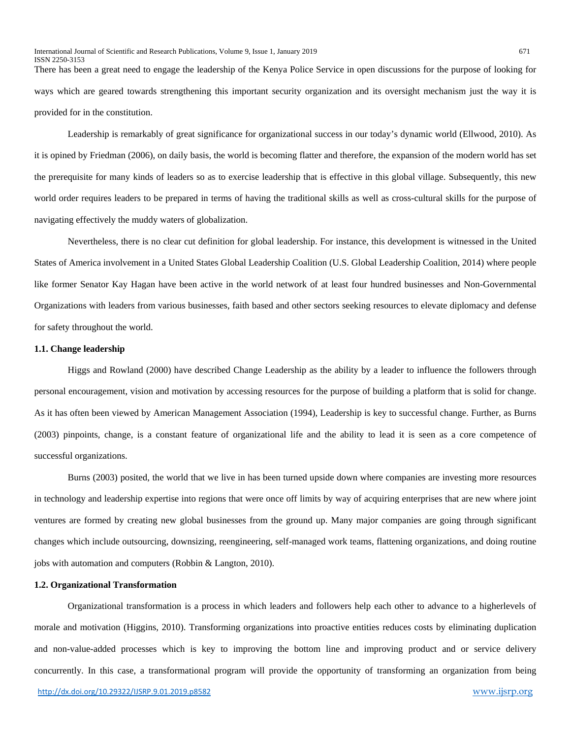There has been a great need to engage the leadership of the Kenya Police Service in open discussions for the purpose of looking for ways which are geared towards strengthening this important security organization and its oversight mechanism just the way it is provided for in the constitution.

Leadership is remarkably of great significance for organizational success in our today's dynamic world (Ellwood, 2010). As it is opined by Friedman (2006), on daily basis, the world is becoming flatter and therefore, the expansion of the modern world has set the prerequisite for many kinds of leaders so as to exercise leadership that is effective in this global village. Subsequently, this new world order requires leaders to be prepared in terms of having the traditional skills as well as cross-cultural skills for the purpose of navigating effectively the muddy waters of globalization.

Nevertheless, there is no clear cut definition for global leadership. For instance, this development is witnessed in the United States of America involvement in a United States Global Leadership Coalition (U.S. Global Leadership Coalition, 2014) where people like former Senator Kay Hagan have been active in the world network of at least four hundred businesses and Non-Governmental Organizations with leaders from various businesses, faith based and other sectors seeking resources to elevate diplomacy and defense for safety throughout the world.

### 1.1. Change leadership

Higgs and Rowland (2000) have described Change Leadership as the ability by a leader to influence the followers through personal encouragement, vision and motivation by accessing resources for the purpose of building a platform that is solid for change. As it has often been viewed by American Management Association (1994), Leadership is key to successful change. Further, as Burns (2003) pinpoints, change, is a constant feature of organizational life and the ability to lead it is seen as a core competence of successful organizations.

Burns (2003) posited, the world that we live in has been turned upside down where companies are investing more resources in technology and leadership expertise into regions that were once off limits by way of acquiring enterprises that are new where joint ventures are formed by creating new global businesses from the ground up. Many major companies are going through significant changes which include outsourcing, downsizing, reengineering, self-managed work teams, flattening organizations, and doing routine jobs with automation and computers (Robbin & Langton, 2010).

### 1.2. Organizational Transformation

Organizational transformation is a process in which leaders and followers help each other to advance to a higherlevels of morale and motivation (Higgins, 2010). Transforming organizations into proactive entities reduces costs by eliminating duplication and non-value-added processes which is key to improving the bottom line and improving product and or service delivery concurrently. In this case, a transformational program will provide the opportunity of transforming an organization from being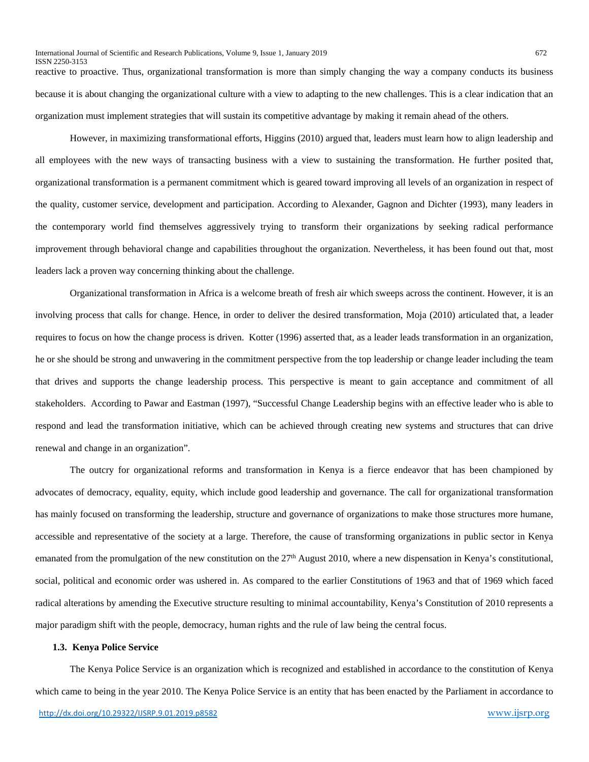reactive to proactive. Thus, organizational transformation is more than simply changing the way a company conducts its business because it is about changing the organizational culture with a view to adapting to the new challenges. This is a clear indication that an organization must implement strategies that will sustain its competitive advantage by making it remain ahead of the others.

However, in maximizing transformational efforts, Higgins (2010) argued that, leaders must learn how to align leadership and all employees with the new ways of transacting business with a view to sustaining the transformation. He further posited that, organizational transformation is a permanent commitment which is geared toward improving all levels of an organization in respect of the quality, customer service, development and participation. According to Alexander, Gagnon and Dichter (1993), many leaders in the contemporary world find themselves aggressively trying to transform their organizations by seeking radical performance improvement through behavioral change and capabilities throughout the organization. Nevertheless, it has been found out that, most leaders lack a proven way concerning thinking about the challenge.

Organizational transformation in Africa is a welcome breath of fresh air which sweeps across the continent. However, it is an involving process that calls for change. Hence, in order to deliver the desired transformation, Moja (2010) articulated that, a leader requires to focus on how the change process is driven. Kotter (1996) asserted that, as a leader leads transformation in an organization, he or she should be strong and unwavering in the commitment perspective from the top leadership or change leader including the team that drives and supports the change leadership process. This perspective is meant to gain acceptance and commitment of all stakeholders. According to Pawar and Eastman (1997), "Successful Change Leadership begins with an effective leader who is able to respond and lead the transformation initiative, which can be achieved through creating new systems and structures that can drive renewal and change in an organization".

The outcry for organizational reforms and transformation in Kenya is a fierce endeavor that has been championed by advocates of democracy, equality, equity, which include good leadership and governance. The call for organizational transformation has mainly focused on transforming the leadership, structure and governance of organizations to make those structures more humane, accessible and representative of the society at a large. Therefore, the cause of transforming organizations in public sector in Kenya emanated from the promulgation of the new constitution on the 27th August 2010, where a new dispensation in Kenya's constitutional, social, political and economic order was ushered in. As compared to the earlier Constitutions of 1963 and that of 1969 which faced radical alterations by amending the Executive structure resulting to minimal accountability, Kenya's Constitution of 2010 represents a major paradigm shift with the people, democracy, human rights and the rule of law being the central focus.

### 1.3. Kenya Police Service

The Kenya Police Service is an organization which is recognized and established in accordance to the constitution of Kenya which came to being in the year 2010. The Kenya Police Service is an entity that has been enacted by the Parliament in accordance to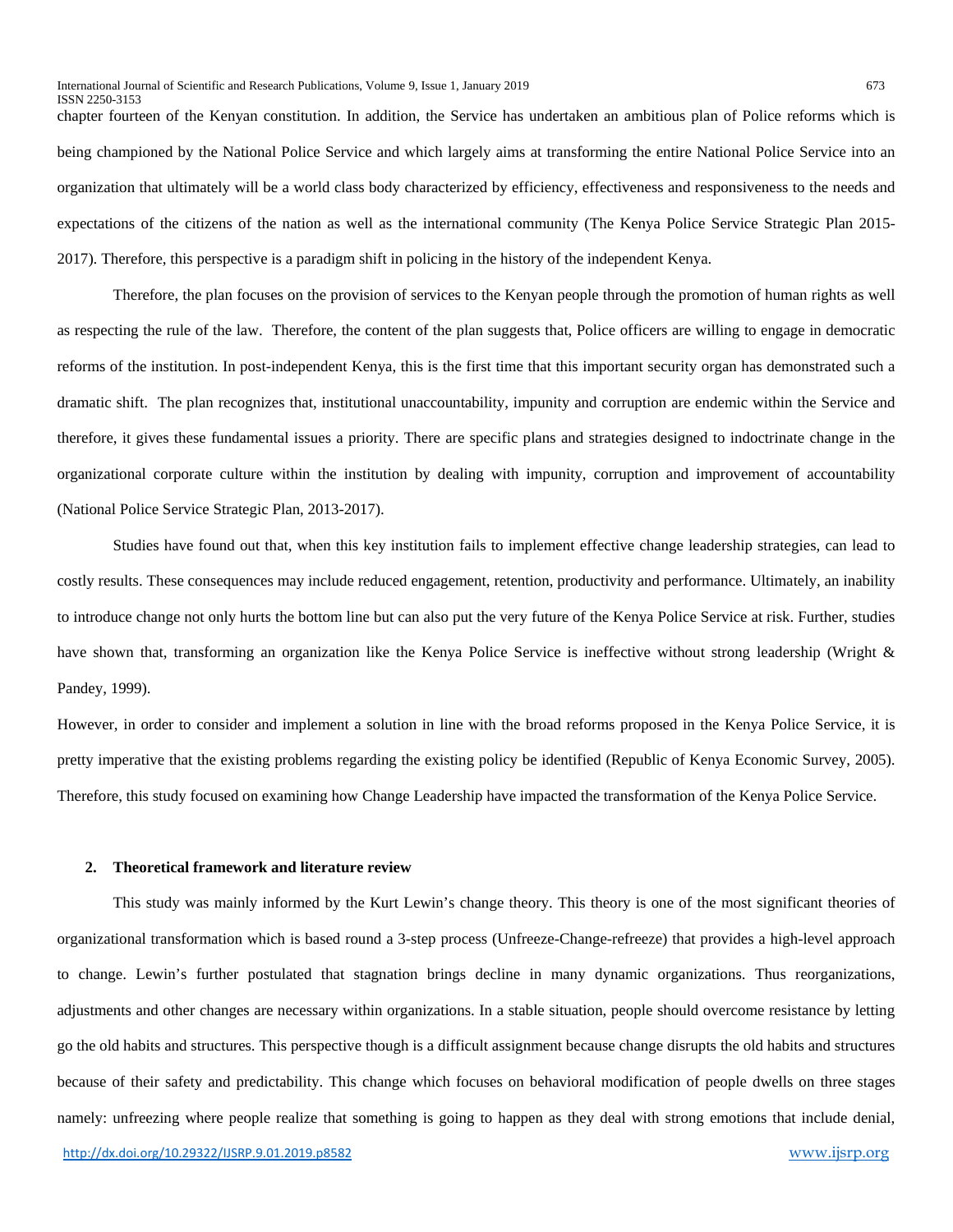chapter fourteen of the Kenyan constitution. In addition, the Service has undertaken an ambitious plan of Police reforms which is being championed by the National Police Service and which largely aims at transforming the entire National Police Service into an organization that ultimately will be a world class body characterized by efficiency, effectiveness and responsiveness to the needs and expectations of the citizens of the nation as well as the international community (The Kenya Police Service Strategic Plan 2015-2017). Therefore, this perspective is a paradigm shift in policing in the history of the independent Kenya.

Therefore, the plan focuses on the provision of services to the Kenyan people through the promotion of human rights as well as respecting the rule of the law. Therefore, the content of the plan suggests that, Police officers are willing to engage in democratic reforms of the institution. In post-independent Kenya, this is the first time that this important security organ has demonstrated such a dramatic shift. The plan recognizes that, institutional unaccountability, impunity and corruption are endemic within the Service and therefore, it gives these fundamental issues a priority. There are specific plans and strategies designed to indoctrinate change in the organizational corporate culture within the institution by dealing with impunity, corruption and improvement of accountability (National Police Service Strategic Plan, 2013-2017).

Studies have found out that, when this key institution fails to implement effective change leadership strategies, can lead to costly results. These consequences may include reduced engagement, retention, productivity and performance. Ultimately, an inability to introduce change not only hurts the bottom line but can also put the very future of the Kenya Police Service at risk. Further, studies have shown that, transforming an organization like the Kenya Police Service is ineffective without strong leadership (Wright & Pandey, 1999).

However, in order to consider and implement a solution in line with the broad reforms proposed in the Kenya Police Service, it is pretty imperative that the existing problems regarding the existing policy be identified (Republic of Kenya Economic Survey, 2005). Therefore, this study focused on examining how Change Leadership have impacted the transformation of the Kenya Police Service.

## 2. Theoretical framework and literature review

This study was mainly informed by the Kurt Lewin's change theory. This theory is one of the most significant theories of organizational transformation which is based round a 3-step process (Unfreeze-Change-refreeze) that provides a high-level approach to change. Lewin's further postulated that stagnation brings decline in many dynamic organizations. Thus reorganizations, adjustments and other changes are necessary within organizations. In a stable situation, people should overcome resistance by letting go the old habits and structures. This perspective though is a difficult assignment because change disrupts the old habits and structures because of their safety and predictability. This change which focuses on behavioral modification of people dwells on three stages namely: unfreezing where people realize that something is going to happen as they deal with strong emotions that include denial,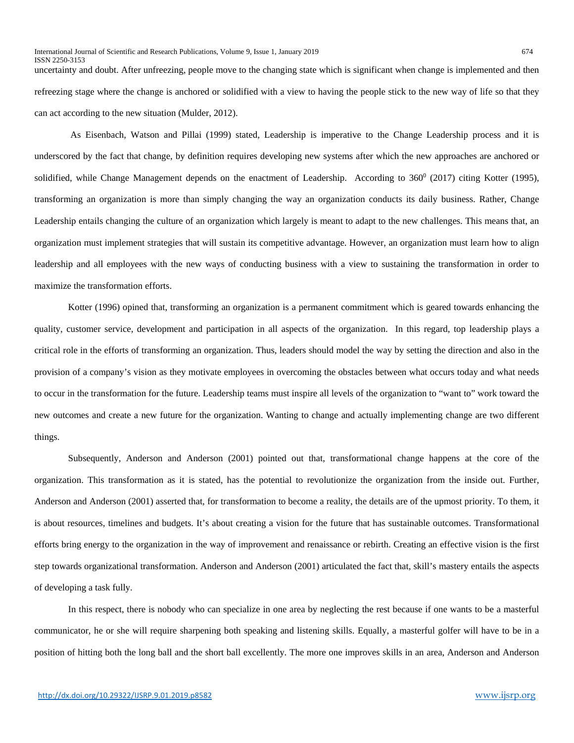uncertainty and doubt. After unfreezing, people move to the changing state which is significant when change is implemented and then refreezing stage where the change is anchored or solidified with a view to having the people stick to the new way of life so that they can act according to the new situation (Mulder, 2012).

As Eisenbach, Watson and Pillai (1999) stated, Leadership is imperative to the Change Leadership process and it is underscored by the fact that change, by definition requires developing new systems after which the new approaches are anchored or solidified, while Change Management depends on the enactment of Leadership. According to 360$^0$ (2017) citing Kotter (1995), transforming an organization is more than simply changing the way an organization conducts its daily business. Rather, Change Leadership entails changing the culture of an organization which largely is meant to adapt to the new challenges. This means that, an organization must implement strategies that will sustain its competitive advantage. However, an organization must learn how to align leadership and all employees with the new ways of conducting business with a view to sustaining the transformation in order to maximize the transformation efforts.

Kotter (1996) opined that, transforming an organization is a permanent commitment which is geared towards enhancing the quality, customer service, development and participation in all aspects of the organization. In this regard, top leadership plays a critical role in the efforts of transforming an organization. Thus, leaders should model the way by setting the direction and also in the provision of a company's vision as they motivate employees in overcoming the obstacles between what occurs today and what needs to occur in the transformation for the future. Leadership teams must inspire all levels of the organization to "want to" work toward the new outcomes and create a new future for the organization. Wanting to change and actually implementing change are two different things.

Subsequently, Anderson and Anderson (2001) pointed out that, transformational change happens at the core of the organization. This transformation as it is stated, has the potential to revolutionize the organization from the inside out. Further, Anderson and Anderson (2001) asserted that, for transformation to become a reality, the details are of the upmost priority. To them, it is about resources, timelines and budgets. It's about creating a vision for the future that has sustainable outcomes. Transformational efforts bring energy to the organization in the way of improvement and renaissance or rebirth. Creating an effective vision is the first step towards organizational transformation. Anderson and Anderson (2001) articulated the fact that, skill's mastery entails the aspects of developing a task fully.

In this respect, there is nobody who can specialize in one area by neglecting the rest because if one wants to be a masterful communicator, he or she will require sharpening both speaking and listening skills. Equally, a masterful golfer will have to be in a position of hitting both the long ball and the short ball excellently. The more one improves skills in an area, Anderson and Anderson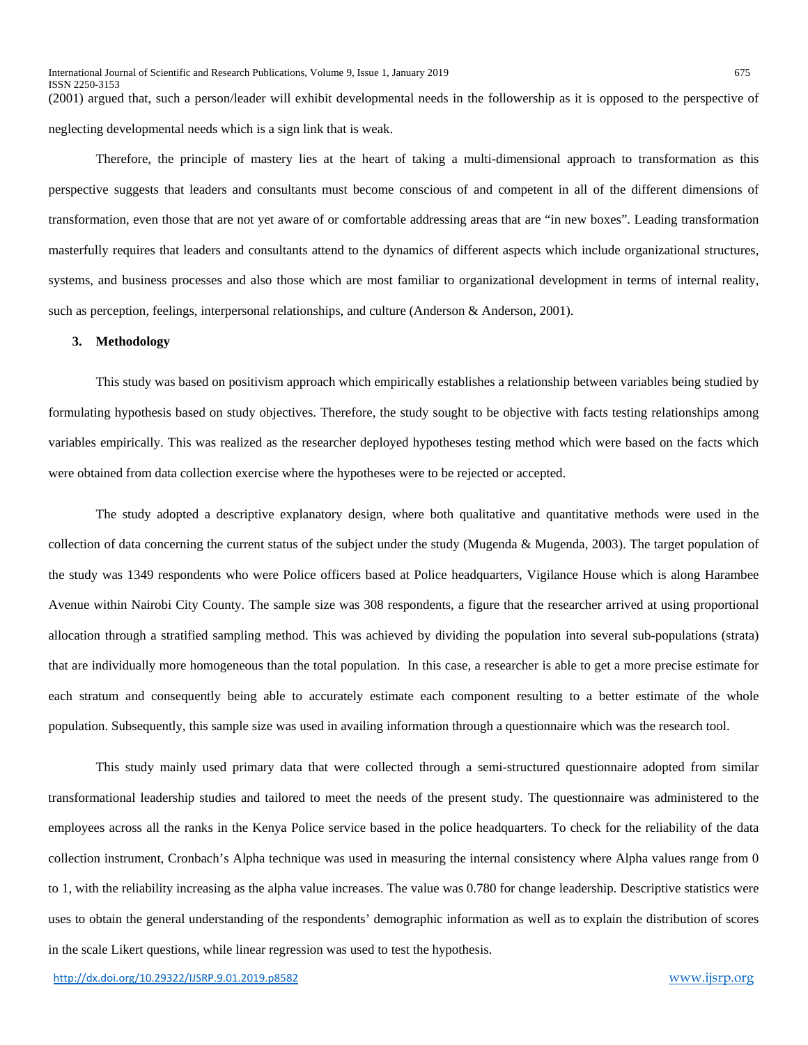(2001) argued that, such a person/leader will exhibit developmental needs in the followership as it is opposed to the perspective of neglecting developmental needs which is a sign link that is weak.

Therefore, the principle of mastery lies at the heart of taking a multi-dimensional approach to transformation as this perspective suggests that leaders and consultants must become conscious of and competent in all of the different dimensions of transformation, even those that are not yet aware of or comfortable addressing areas that are "in new boxes". Leading transformation masterfully requires that leaders and consultants attend to the dynamics of different aspects which include organizational structures, systems, and business processes and also those which are most familiar to organizational development in terms of internal reality, such as perception, feelings, interpersonal relationships, and culture (Anderson & Anderson, 2001).

## 3. Methodology

This study was based on positivism approach which empirically establishes a relationship between variables being studied by formulating hypothesis based on study objectives. Therefore, the study sought to be objective with facts testing relationships among variables empirically. This was realized as the researcher deployed hypotheses testing method which were based on the facts which were obtained from data collection exercise where the hypotheses were to be rejected or accepted.

The study adopted a descriptive explanatory design, where both qualitative and quantitative methods were used in the collection of data concerning the current status of the subject under the study (Mugenda & Mugenda, 2003). The target population of the study was 1349 respondents who were Police officers based at Police headquarters, Vigilance House which is along Harambee Avenue within Nairobi City County. The sample size was 308 respondents, a figure that the researcher arrived at using proportional allocation through a stratified sampling method. This was achieved by dividing the population into several sub-populations (strata) that are individually more homogeneous than the total population. In this case, a researcher is able to get a more precise estimate for each stratum and consequently being able to accurately estimate each component resulting to a better estimate of the whole population. Subsequently, this sample size was used in availing information through a questionnaire which was the research tool.

This study mainly used primary data that were collected through a semi-structured questionnaire adopted from similar transformational leadership studies and tailored to meet the needs of the present study. The questionnaire was administered to the employees across all the ranks in the Kenya Police service based in the police headquarters. To check for the reliability of the data collection instrument, Cronbach's Alpha technique was used in measuring the internal consistency where Alpha values range from 0 to 1, with the reliability increasing as the alpha value increases. The value was 0.780 for change leadership. Descriptive statistics were uses to obtain the general understanding of the respondents' demographic information as well as to explain the distribution of scores in the scale Likert questions, while linear regression was used to test the hypothesis.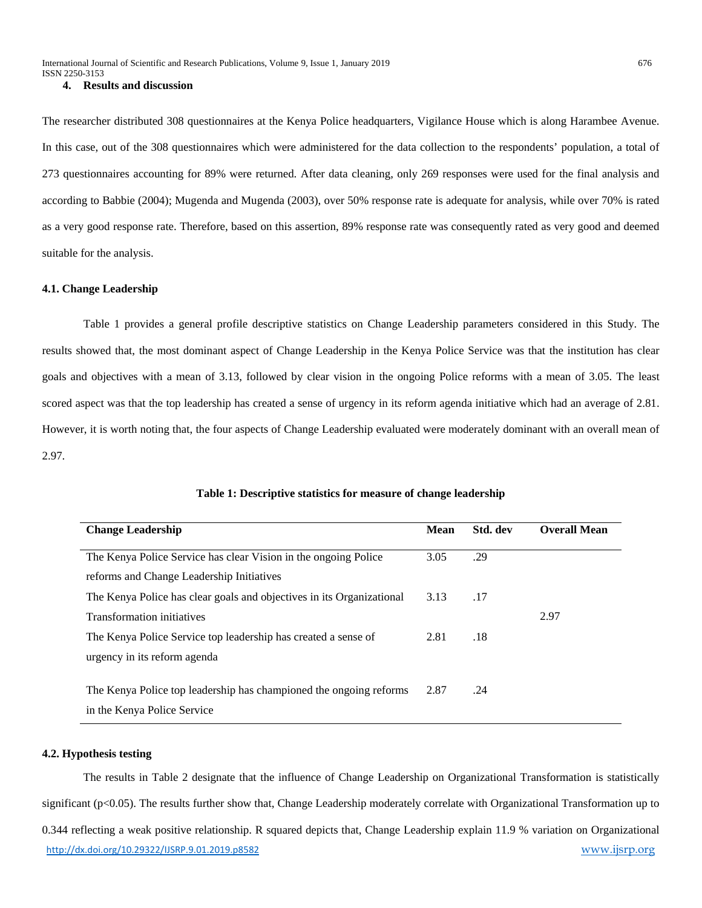## 4. Results and discussion

The researcher distributed 308 questionnaires at the Kenya Police headquarters, Vigilance House which is along Harambee Avenue. In this case, out of the 308 questionnaires which were administered for the data collection to the respondents' population, a total of 273 questionnaires accounting for 89% were returned. After data cleaning, only 269 responses were used for the final analysis and according to Babbie (2004); Mugenda and Mugenda (2003), over 50% response rate is adequate for analysis, while over 70% is rated as a very good response rate. Therefore, based on this assertion, 89% response rate was consequently rated as very good and deemed suitable for the analysis.

### 4.1. Change Leadership

Table 1 provides a general profile descriptive statistics on Change Leadership parameters considered in this Study. The results showed that, the most dominant aspect of Change Leadership in the Kenya Police Service was that the institution has clear goals and objectives with a mean of 3.13, followed by clear vision in the ongoing Police reforms with a mean of 3.05. The least scored aspect was that the top leadership has created a sense of urgency in its reform agenda initiative which had an average of 2.81. However, it is worth noting that, the four aspects of Change Leadership evaluated were moderately dominant with an overall mean of 2.97.

**Table 1: Descriptive statistics for measure of change leadership**

| Change Leadership | Mean | Std. dev | Overall Mean |
|---|---|---|---|
| The Kenya Police Service has clear Vision in the ongoing Police reforms and Change Leadership Initiatives | 3.05 | .29 | |
| The Kenya Police has clear goals and objectives in its Organizational Transformation initiatives | 3.13 | .17 | 2.97 |
| The Kenya Police Service top leadership has created a sense of urgency in its reform agenda | 2.81 | .18 | |
| The Kenya Police top leadership has championed the ongoing reforms in the Kenya Police Service | 2.87 | .24 | |

### 4.2. Hypothesis testing

The results in Table 2 designate that the influence of Change Leadership on Organizational Transformation is statistically significant ($p<0.05$). The results further show that, Change Leadership moderately correlate with Organizational Transformation up to 0.344 reflecting a weak positive relationship. R squared depicts that, Change Leadership explain 11.9 % variation on Organizational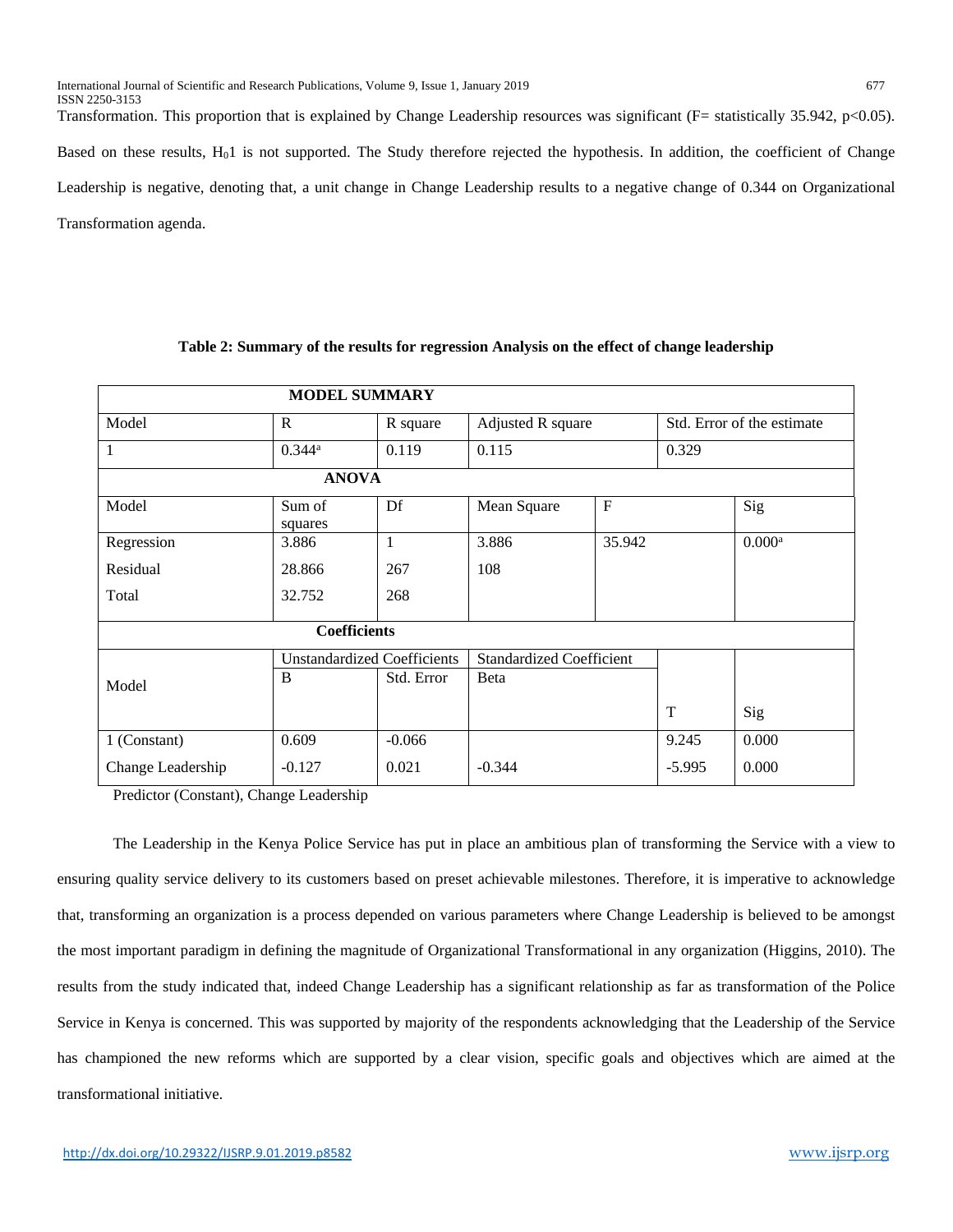Transformation. This proportion that is explained by Change Leadership resources was significant (F= statistically 35.942, $p<0.05$). Based on these results, $H_01$ is not supported. The Study therefore rejected the hypothesis. In addition, the coefficient of Change Leadership is negative, denoting that, a unit change in Change Leadership results to a negative change of 0.344 on Organizational Transformation agenda.

**Table 2: Summary of the results for regression Analysis on the effect of change leadership**

| **MODEL SUMMARY** | | | | | |
|---|---|---|---|---|---|
| Model | R | R square | Adjusted R square | Std. Error of the estimate | |
| 1 | 0.344[a] | 0.119 | 0.115 | 0.329 | |
| **ANOVA** | | | | | |
| Model | Sum of squares | Df | Mean Square | F | Sig |
| Regression | 3.886 | 1 | 3.886 | 35.942 | 0.000[a] |
| Residual | 28.866 | 267 | 108 | | |
| Total | 32.752 | 268 | | | |
| **Coefficients** | | | | | |
| Model | Unstandardized Coefficients | | Standardized Coefficient | | |
| | B | Std. Error | Beta | T | Sig |
| 1 (Constant) | 0.609 | -0.066 | | 9.245 | 0.000 |
| Change Leadership | -0.127 | 0.021 | -0.344 | -5.995 | 0.000 |

Predictor (Constant), Change Leadership

The Leadership in the Kenya Police Service has put in place an ambitious plan of transforming the Service with a view to ensuring quality service delivery to its customers based on preset achievable milestones. Therefore, it is imperative to acknowledge that, transforming an organization is a process depended on various parameters where Change Leadership is believed to be amongst the most important paradigm in defining the magnitude of Organizational Transformational in any organization (Higgins, 2010). The results from the study indicated that, indeed Change Leadership has a significant relationship as far as transformation of the Police Service in Kenya is concerned. This was supported by majority of the respondents acknowledging that the Leadership of the Service has championed the new reforms which are supported by a clear vision, specific goals and objectives which are aimed at the transformational initiative.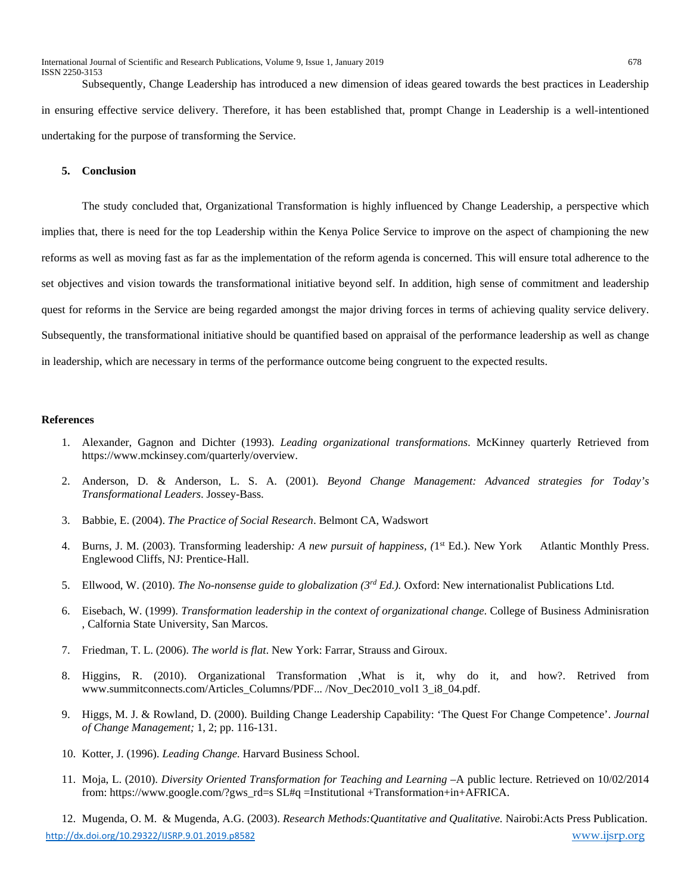Subsequently, Change Leadership has introduced a new dimension of ideas geared towards the best practices in Leadership in ensuring effective service delivery. Therefore, it has been established that, prompt Change in Leadership is a well-intentioned undertaking for the purpose of transforming the Service.

## 5. Conclusion

The study concluded that, Organizational Transformation is highly influenced by Change Leadership, a perspective which implies that, there is need for the top Leadership within the Kenya Police Service to improve on the aspect of championing the new reforms as well as moving fast as far as the implementation of the reform agenda is concerned. This will ensure total adherence to the set objectives and vision towards the transformational initiative beyond self. In addition, high sense of commitment and leadership quest for reforms in the Service are being regarded amongst the major driving forces in terms of achieving quality service delivery. Subsequently, the transformational initiative should be quantified based on appraisal of the performance leadership as well as change in leadership, which are necessary in terms of the performance outcome being congruent to the expected results.

## References

1. Alexander, Gagnon and Dichter (1993). *Leading organizational transformations*. McKinney quarterly Retrieved from https://www.mckinsey.com/quarterly/overview.
2. Anderson, D. & Anderson, L. S. A. (2001). *Beyond Change Management: Advanced strategies for Today's Transformational Leaders*. Jossey-Bass.
3. Babbie, E. (2004). *The Practice of Social Research*. Belmont CA, Wadswort
4. Burns, J. M. (2003). Transforming leadership*: A new pursuit of happiness, (*1st Ed.). New York Atlantic Monthly Press. Englewood Cliffs, NJ: Prentice-Hall.
5. Ellwood, W. (2010). *The No-nonsense guide to globalization (3rd Ed.).* Oxford: New internationalist Publications Ltd.
6. Eisebach, W. (1999). *Transformation leadership in the context of organizational change*. College of Business Adminisration , Calfornia State University, San Marcos.
7. Friedman, T. L. (2006). *The world is flat*. New York: Farrar, Strauss and Giroux.
8. Higgins, R. (2010). Organizational Transformation ,What is it, why do it, and how?. Retrived from www.summitconnects.com/Articles_Columns/PDF... /Nov_Dec2010_vol1 3_i8_04.pdf.
9. Higgs, M. J. & Rowland, D. (2000). Building Change Leadership Capability: 'The Quest For Change Competence'. *Journal of Change Management;* 1, 2; pp. 116-131.
10. Kotter, J. (1996). *Leading Change.* Harvard Business School.
11. Moja, L. (2010). *Diversity Oriented Transformation for Teaching and Learning* –A public lecture. Retrieved on 10/02/2014 from: https://www.google.com/?gws_rd=s SL#q =Institutional +Transformation+in+AFRICA.
12. Mugenda, O. M. & Mugenda, A.G. (2003). *Research Methods:Quantitative and Qualitative.* Nairobi:Acts Press Publication.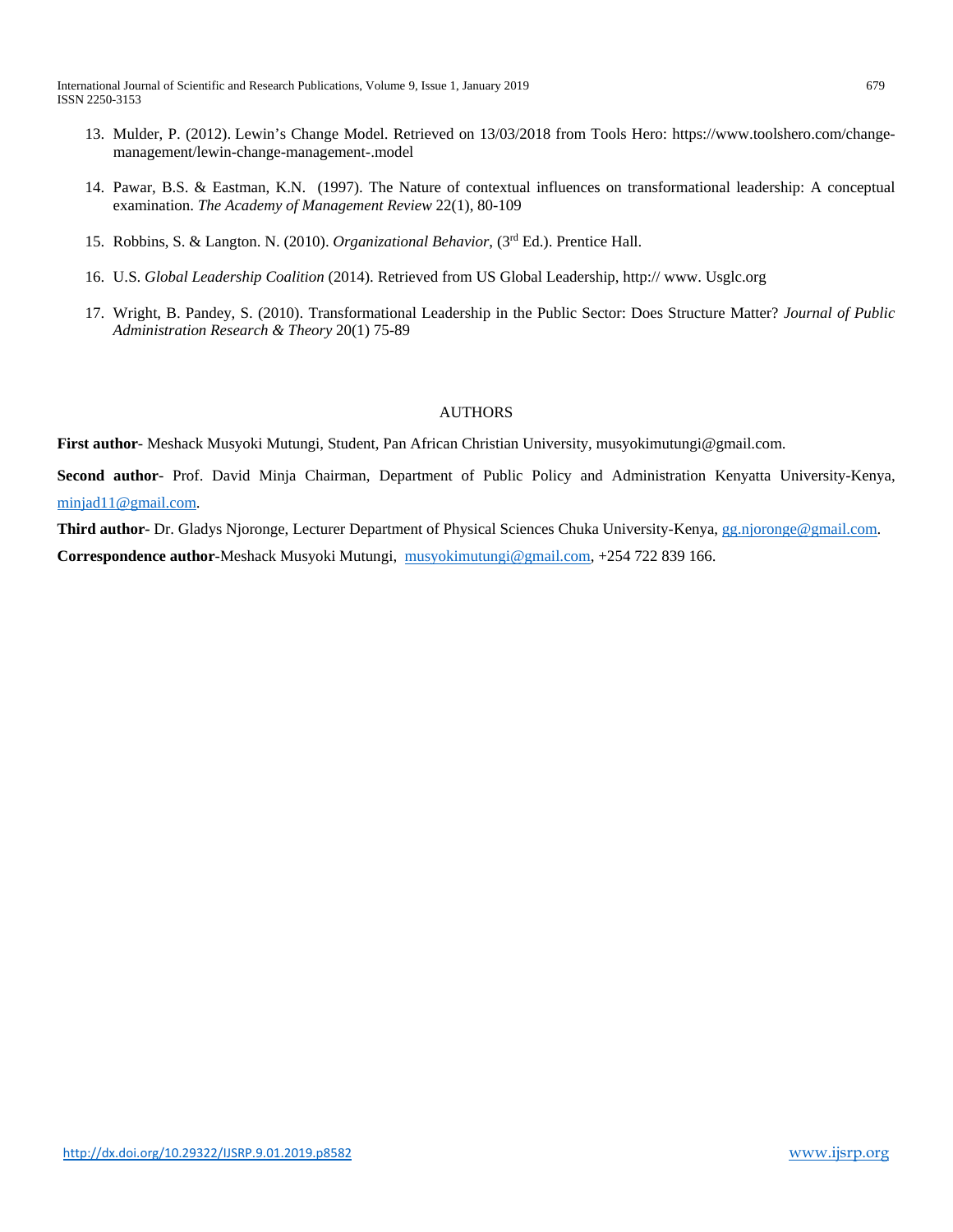13. Mulder, P. (2012). Lewin's Change Model. Retrieved on 13/03/2018 from Tools Hero: https://www.toolshero.com/change-management/lewin-change-management-.model

14. Pawar, B.S. & Eastman, K.N. (1997). The Nature of contextual influences on transformational leadership: A conceptual examination. *The Academy of Management Review* 22(1), 80-109

15. Robbins, S. & Langton. N. (2010). *Organizational Behavior*, (3rd Ed.). Prentice Hall.

16. U.S. *Global Leadership Coalition* (2014). Retrieved from US Global Leadership, http:// www. Usglc.org

17. Wright, B. Pandey, S. (2010). Transformational Leadership in the Public Sector: Does Structure Matter? *Journal of Public Administration Research & Theory* 20(1) 75-89

AUTHORS

**First author**- Meshack Musyoki Mutungi, Student, Pan African Christian University, musyokimutungi@gmail.com.

**Second author**- Prof. David Minja Chairman, Department of Public Policy and Administration Kenyatta University-Kenya, minjad11@gmail.com.

**Third author-** Dr. Gladys Njoronge, Lecturer Department of Physical Sciences Chuka University-Kenya, gg.njoronge@gmail.com.

**Correspondence author**-Meshack Musyoki Mutungi, musyokimutungi@gmail.com, +254 722 839 166.